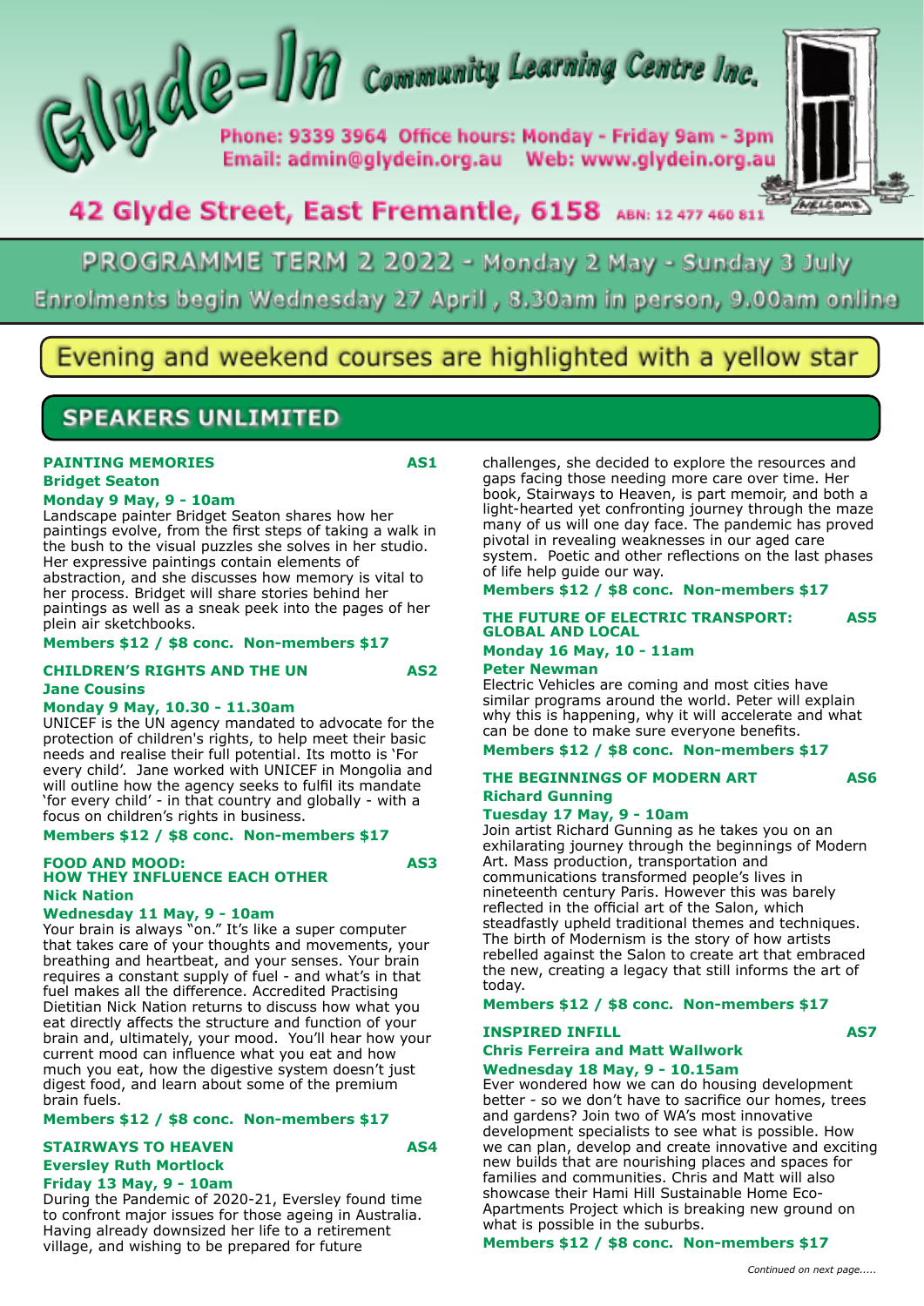# Glyde-In Community Learning Centre Inc.

Phone: 9339 3964 Office hours: Monday - Friday 9am - 3pm
Email: admin@glydein.org.au Web: www.glydein.org.au

42 Glyde Street, East Fremantle, 6158 ABN: 12 477 460 811

## PROGRAMME TERM 2 2022 - Monday 2 May - Sunday 3 July

Enrolments begin Wednesday 27 April , 8.30am in person, 9.00am online

Evening and weekend courses are highlighted with a yellow star

## SPEAKERS UNLIMITED

### PAINTING MEMORIES AS1

**Bridget Seaton**

**Monday 9 May, 9 - 10am**

Landscape painter Bridget Seaton shares how her paintings evolve, from the first steps of taking a walk in the bush to the visual puzzles she solves in her studio. Her expressive paintings contain elements of abstraction, and she discusses how memory is vital to her process. Bridget will share stories behind her paintings as well as a sneak peek into the pages of her plein air sketchbooks.

**Members $12 / $8 conc. Non-members $17**

### CHILDREN'S RIGHTS AND THE UN AS2

**Jane Cousins**

**Monday 9 May, 10.30 - 11.30am**

UNICEF is the UN agency mandated to advocate for the protection of children's rights, to help meet their basic needs and realise their full potential. Its motto is 'For every child'. Jane worked with UNICEF in Mongolia and will outline how the agency seeks to fulfil its mandate 'for every child' - in that country and globally - with a focus on children's rights in business.

**Members $12 / $8 conc. Non-members $17**

### FOOD AND MOOD: HOW THEY INFLUENCE EACH OTHER AS3

**Nick Nation**

**Wednesday 11 May, 9 - 10am**

Your brain is always "on." It's like a super computer that takes care of your thoughts and movements, your breathing and heartbeat, and your senses. Your brain requires a constant supply of fuel - and what's in that fuel makes all the difference. Accredited Practising Dietitian Nick Nation returns to discuss how what you eat directly affects the structure and function of your brain and, ultimately, your mood. You'll hear how your current mood can influence what you eat and how much you eat, how the digestive system doesn't just digest food, and learn about some of the premium brain fuels.

**Members $12 / $8 conc. Non-members $17**

### STAIRWAYS TO HEAVEN AS4

**Eversley Ruth Mortlock**

**Friday 13 May, 9 - 10am**

During the Pandemic of 2020-21, Eversley found time to confront major issues for those ageing in Australia. Having already downsized her life to a retirement village, and wishing to be prepared for future challenges, she decided to explore the resources and gaps facing those needing more care over time. Her book, Stairways to Heaven, is part memoir, and both a light-hearted yet confronting journey through the maze many of us will one day face. The pandemic has proved pivotal in revealing weaknesses in our aged care system. Poetic and other reflections on the last phases of life help guide our way.

**Members $12 / $8 conc. Non-members $17**

### THE FUTURE OF ELECTRIC TRANSPORT: GLOBAL AND LOCAL AS5

**Monday 16 May, 10 - 11am**

**Peter Newman**

Electric Vehicles are coming and most cities have similar programs around the world. Peter will explain why this is happening, why it will accelerate and what can be done to make sure everyone benefits.

**Members $12 / $8 conc. Non-members $17**

### THE BEGINNINGS OF MODERN ART AS6

**Richard Gunning**

**Tuesday 17 May, 9 - 10am**

Join artist Richard Gunning as he takes you on an exhilarating journey through the beginnings of Modern Art. Mass production, transportation and communications transformed people's lives in nineteenth century Paris. However this was barely reflected in the official art of the Salon, which steadfastly upheld traditional themes and techniques. The birth of Modernism is the story of how artists rebelled against the Salon to create art that embraced the new, creating a legacy that still informs the art of today.

**Members $12 / $8 conc. Non-members $17**

### INSPIRED INFILL AS7

**Chris Ferreira and Matt Wallwork**

**Wednesday 18 May, 9 - 10.15am**

Ever wondered how we can do housing development better - so we don't have to sacrifice our homes, trees and gardens? Join two of WA's most innovative development specialists to see what is possible. How we can plan, develop and create innovative and exciting new builds that are nourishing places and spaces for families and communities. Chris and Matt will also showcase their Hami Hill Sustainable Home Eco-Apartments Project which is breaking new ground on what is possible in the suburbs.

**Members $12 / $8 conc. Non-members $17**

*Continued on next page.....*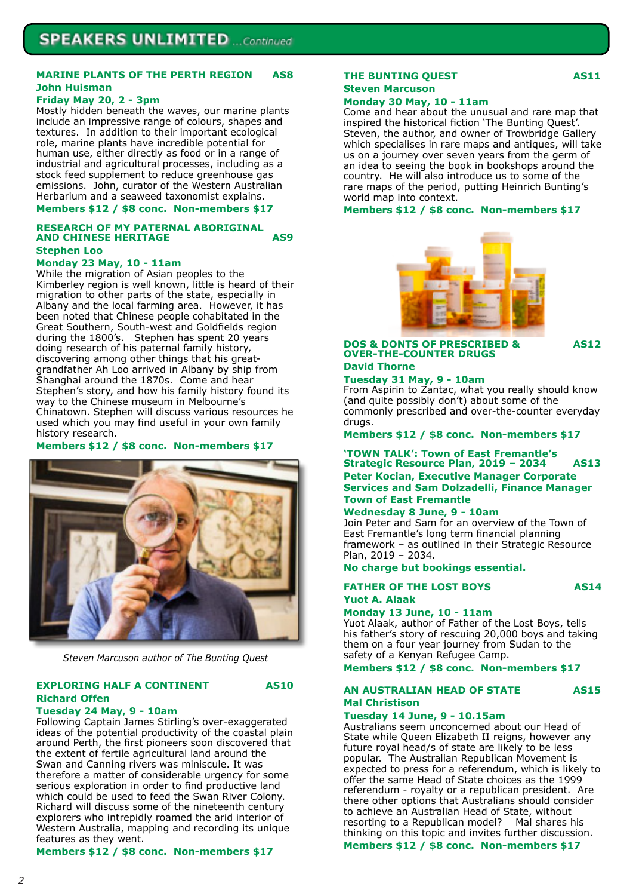## SPEAKERS UNLIMITED ...Continued

### MARINE PLANTS OF THE PERTH REGION — AS8

**John Huisman**

**Friday May 20, 2 - 3pm**

Mostly hidden beneath the waves, our marine plants include an impressive range of colours, shapes and textures. In addition to their important ecological role, marine plants have incredible potential for human use, either directly as food or in a range of industrial and agricultural processes, including as a stock feed supplement to reduce greenhouse gas emissions. John, curator of the Western Australian Herbarium and a seaweed taxonomist explains.

**Members $12 / $8 conc. Non-members $17**

### RESEARCH OF MY PATERNAL ABORIGINAL AND CHINESE HERITAGE — AS9

**Stephen Loo**

**Monday 23 May, 10 - 11am**

While the migration of Asian peoples to the Kimberley region is well known, little is heard of their migration to other parts of the state, especially in Albany and the local farming area. However, it has been noted that Chinese people cohabitated in the Great Southern, South-west and Goldfields region during the 1800's. Stephen has spent 20 years doing research of his paternal family history, discovering among other things that his great-grandfather Ah Loo arrived in Albany by ship from Shanghai around the 1870s. Come and hear Stephen's story, and how his family history found its way to the Chinese museum in Melbourne's Chinatown. Stephen will discuss various resources he used which you may find useful in your own family history research.

**Members $12 / $8 conc. Non-members $17**

*Steven Marcuson author of The Bunting Quest*

### EXPLORING HALF A CONTINENT — AS10

**Richard Offen**

**Tuesday 24 May, 9 - 10am**

Following Captain James Stirling's over-exaggerated ideas of the potential productivity of the coastal plain around Perth, the first pioneers soon discovered that the extent of fertile agricultural land around the Swan and Canning rivers was miniscule. It was therefore a matter of considerable urgency for some serious exploration in order to find productive land which could be used to feed the Swan River Colony. Richard will discuss some of the nineteenth century explorers who intrepidly roamed the arid interior of Western Australia, mapping and recording its unique features as they went.

**Members $12 / $8 conc. Non-members $17**

### THE BUNTING QUEST — AS11

**Steven Marcuson**

**Monday 30 May, 10 - 11am**

Come and hear about the unusual and rare map that inspired the historical fiction 'The Bunting Quest'. Steven, the author, and owner of Trowbridge Gallery which specialises in rare maps and antiques, will take us on a journey over seven years from the germ of an idea to seeing the book in bookshops around the country. He will also introduce us to some of the rare maps of the period, putting Heinrich Bunting's world map into context.

**Members $12 / $8 conc. Non-members $17**

### DOS & DONTS OF PRESCRIBED & OVER-THE-COUNTER DRUGS — AS12

**David Thorne**

**Tuesday 31 May, 9 - 10am**

From Aspirin to Zantac, what you really should know (and quite possibly don't) about some of the commonly prescribed and over-the-counter everyday drugs.

**Members $12 / $8 conc. Non-members $17**

### 'TOWN TALK': Town of East Fremantle's Strategic Resource Plan, 2019 – 2034 — AS13

**Peter Kocian, Executive Manager Corporate Services and Sam Dolzadelli, Finance Manager Town of East Fremantle**

**Wednesday 8 June, 9 - 10am**

Join Peter and Sam for an overview of the Town of East Fremantle's long term financial planning framework – as outlined in their Strategic Resource Plan, 2019 – 2034.

**No charge but bookings essential.**

### FATHER OF THE LOST BOYS — AS14

**Yuot A. Alaak**

**Monday 13 June, 10 - 11am**

Yuot Alaak, author of Father of the Lost Boys, tells his father's story of rescuing 20,000 boys and taking them on a four year journey from Sudan to the safety of a Kenyan Refugee Camp.

**Members $12 / $8 conc. Non-members $17**

### AN AUSTRALIAN HEAD OF STATE — AS15

**Mal Christison**

**Tuesday 14 June, 9 - 10.15am**

Australians seem unconcerned about our Head of State while Queen Elizabeth II reigns, however any future royal head/s of state are likely to be less popular. The Australian Republican Movement is expected to press for a referendum, which is likely to offer the same Head of State choices as the 1999 referendum - royalty or a republican president. Are there other options that Australians should consider to achieve an Australian Head of State, without resorting to a Republican model? Mal shares his thinking on this topic and invites further discussion.

**Members $12 / $8 conc. Non-members $17**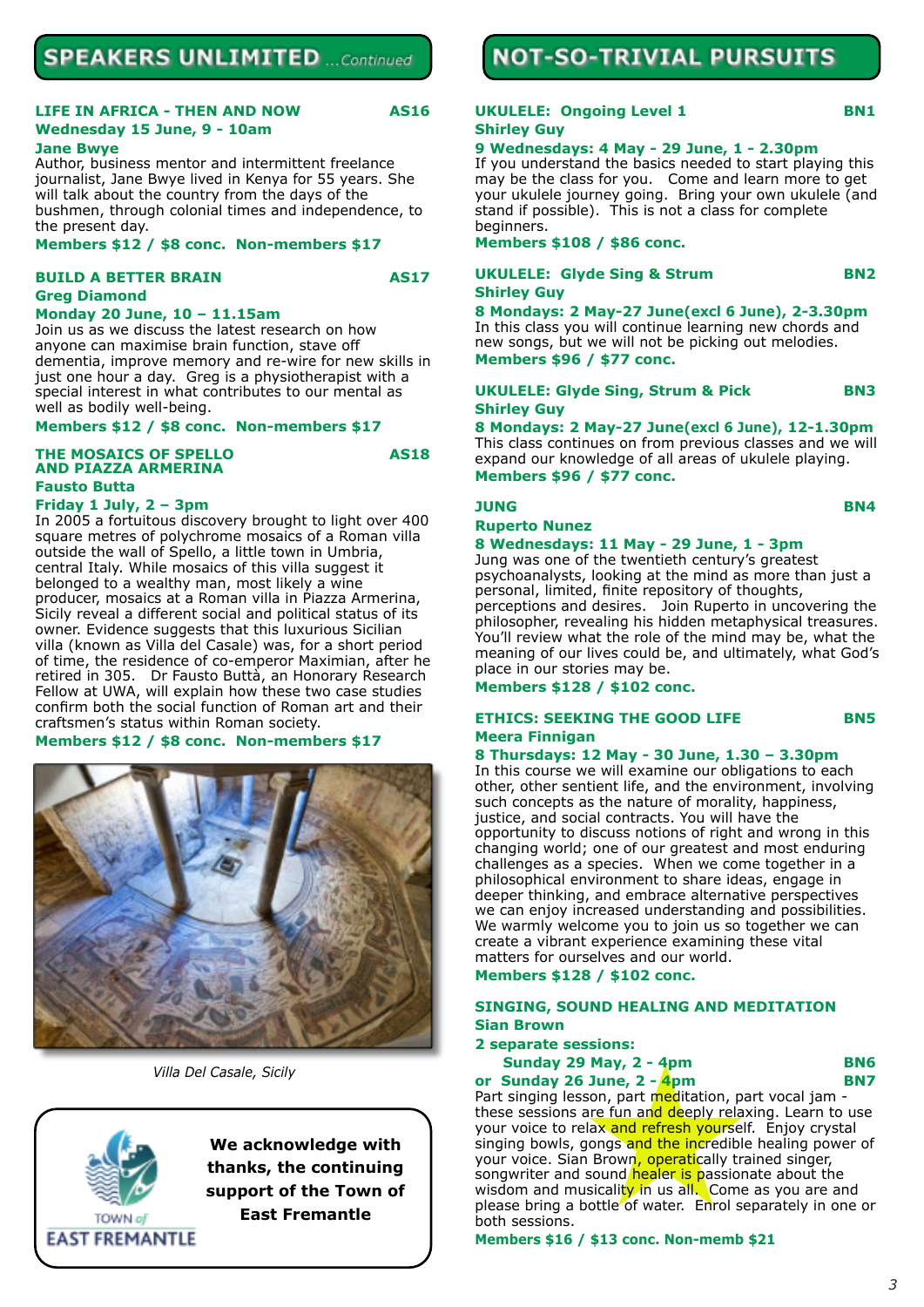## SPEAKERS UNLIMITED *...Continued*

### LIFE IN AFRICA - THEN AND NOW — AS16

**Wednesday 15 June, 9 - 10am**

**Jane Bwye**

Author, business mentor and intermittent freelance journalist, Jane Bwye lived in Kenya for 55 years. She will talk about the country from the days of the bushmen, through colonial times and independence, to the present day.

**Members $12 / $8 conc. Non-members $17**

### BUILD A BETTER BRAIN — AS17

**Greg Diamond**

**Monday 20 June, 10 – 11.15am**

Join us as we discuss the latest research on how anyone can maximise brain function, stave off dementia, improve memory and re-wire for new skills in just one hour a day. Greg is a physiotherapist with a special interest in what contributes to our mental as well as bodily well-being.

**Members $12 / $8 conc. Non-members $17**

### THE MOSAICS OF SPELLO AND PIAZZA ARMERINA — AS18

**Fausto Butta**

**Friday 1 July, 2 – 3pm**

In 2005 a fortuitous discovery brought to light over 400 square metres of polychrome mosaics of a Roman villa outside the wall of Spello, a little town in Umbria, central Italy. While mosaics of this villa suggest it belonged to a wealthy man, most likely a wine producer, mosaics at a Roman villa in Piazza Armerina, Sicily reveal a different social and political status of its owner. Evidence suggests that this luxurious Sicilian villa (known as Villa del Casale) was, for a short period of time, the residence of co-emperor Maximian, after he retired in 305. Dr Fausto Buttà, an Honorary Research Fellow at UWA, will explain how these two case studies confirm both the social function of Roman art and their craftsmen's status within Roman society.

**Members $12 / $8 conc. Non-members $17**

*Villa Del Casale, Sicily*

TOWN of EAST FREMANTLE

**We acknowledge with thanks, the continuing support of the Town of East Fremantle**

## NOT-SO-TRIVIAL PURSUITS

### UKULELE: Ongoing Level 1 — BN1

**Shirley Guy**

**9 Wednesdays: 4 May - 29 June, 1 - 2.30pm**

If you understand the basics needed to start playing this may be the class for you. Come and learn more to get your ukulele journey going. Bring your own ukulele (and stand if possible). This is not a class for complete beginners.

**Members $108 / $86 conc.**

### UKULELE: Glyde Sing & Strum — BN2

**Shirley Guy**

**8 Mondays: 2 May-27 June(excl 6 June), 2-3.30pm**

In this class you will continue learning new chords and new songs, but we will not be picking out melodies.

**Members $96 / $77 conc.**

### UKULELE: Glyde Sing, Strum & Pick — BN3

**Shirley Guy**

**8 Mondays: 2 May-27 June(excl 6 June), 12-1.30pm**

This class continues on from previous classes and we will expand our knowledge of all areas of ukulele playing.

**Members $96 / $77 conc.**

### JUNG — BN4

**Ruperto Nunez**

**8 Wednesdays: 11 May - 29 June, 1 - 3pm**

Jung was one of the twentieth century's greatest psychoanalysts, looking at the mind as more than just a personal, limited, finite repository of thoughts, perceptions and desires. Join Ruperto in uncovering the philosopher, revealing his hidden metaphysical treasures. You'll review what the role of the mind may be, what the meaning of our lives could be, and ultimately, what God's place in our stories may be.

**Members $128 / $102 conc.**

### ETHICS: SEEKING THE GOOD LIFE — BN5

**Meera Finnigan**

**8 Thursdays: 12 May - 30 June, 1.30 – 3.30pm**

In this course we will examine our obligations to each other, other sentient life, and the environment, involving such concepts as the nature of morality, happiness, justice, and social contracts. You will have the opportunity to discuss notions of right and wrong in this changing world; one of our greatest and most enduring challenges as a species. When we come together in a philosophical environment to share ideas, engage in deeper thinking, and embrace alternative perspectives we can enjoy increased understanding and possibilities. We warmly welcome you to join us so together we can create a vibrant experience examining these vital matters for ourselves and our world.

**Members $128 / $102 conc.**

### SINGING, SOUND HEALING AND MEDITATION

**Sian Brown**

**2 separate sessions:**

**Sunday 29 May, 2 - 4pm — BN6**

**or Sunday 26 June, 2 - 4pm — BN7**

Part singing lesson, part meditation, part vocal jam - these sessions are fun and deeply relaxing. Learn to use your voice to relax and refresh yourself. Enjoy crystal singing bowls, gongs and the incredible healing power of your voice. Sian Brown, operatically trained singer, songwriter and sound healer is passionate about the wisdom and musicality in us all. Come as you are and please bring a bottle of water. Enrol separately in one or both sessions.

**Members $16 / $13 conc. Non-memb $21**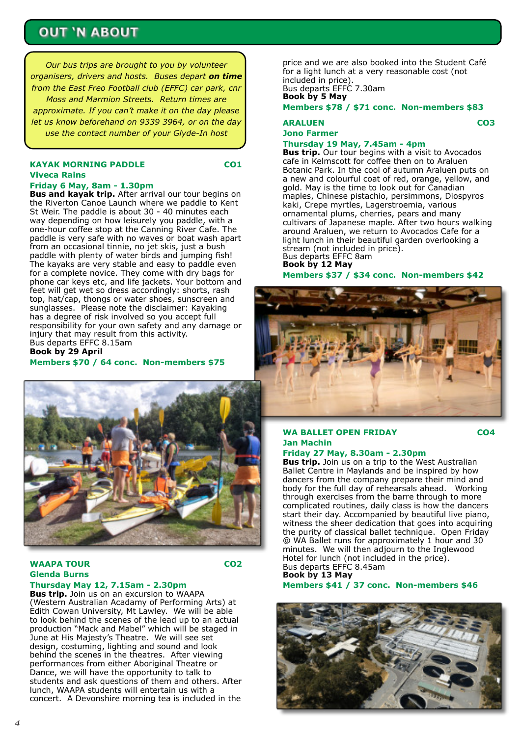# OUT 'N ABOUT

*Our bus trips are brought to you by volunteer organisers, drivers and hosts. Buses depart **on time** from the East Freo Football club (EFFC) car park, cnr Moss and Marmion Streets. Return times are approximate. If you can't make it on the day please let us know beforehand on 9339 3964, or on the day use the contact number of your Glyde-In host*

## KAYAK MORNING PADDLE — CO1

**Viveca Rains**

**Friday 6 May, 8am - 1.30pm**

**Bus and kayak trip.** After arrival our tour begins on the Riverton Canoe Launch where we paddle to Kent St Weir. The paddle is about 30 - 40 minutes each way depending on how leisurely you paddle, with a one-hour coffee stop at the Canning River Cafe. The paddle is very safe with no waves or boat wash apart from an occasional tinnie, no jet skis, just a bush paddle with plenty of water birds and jumping fish! The kayaks are very stable and easy to paddle even for a complete novice. They come with dry bags for phone car keys etc, and life jackets. Your bottom and feet will get wet so dress accordingly: shorts, rash top, hat/cap, thongs or water shoes, sunscreen and sunglasses. Please note the disclaimer: Kayaking has a degree of risk involved so you accept full responsibility for your own safety and any damage or injury that may result from this activity.

Bus departs EFFC 8.15am

**Book by 29 April**

**Members $70 / 64 conc. Non-members $75**

## WAAPA TOUR — CO2

**Glenda Burns**

**Thursday May 12, 7.15am - 2.30pm**

**Bus trip.** Join us on an excursion to WAAPA (Western Australian Acadamy of Performing Arts) at Edith Cowan University, Mt Lawley. We will be able to look behind the scenes of the lead up to an actual production "Mack and Mabel" which will be staged in June at His Majesty's Theatre. We will see set design, costuming, lighting and sound and look behind the scenes in the theatres. After viewing performances from either Aboriginal Theatre or Dance, we will have the opportunity to talk to students and ask questions of them and others. After lunch, WAAPA students will entertain us with a concert. A Devonshire morning tea is included in the price and we are also booked into the Student Café for a light lunch at a very reasonable cost (not included in price).

Bus departs EFFC 7.30am

**Book by 5 May**

**Members $78 / $71 conc. Non-members $83**

## ARALUEN — CO3

**Jono Farmer**

**Thursday 19 May, 7.45am - 4pm**

**Bus trip.** Our tour begins with a visit to Avocados cafe in Kelmscott for coffee then on to Araluen Botanic Park. In the cool of autumn Araluen puts on a new and colourful coat of red, orange, yellow, and gold. May is the time to look out for Canadian maples, Chinese pistachio, persimmons, Diospyros kaki, Crepe myrtles, Lagerstroemia, various ornamental plums, cherries, pears and many cultivars of Japanese maple. After two hours walking around Araluen, we return to Avocados Cafe for a light lunch in their beautiful garden overlooking a stream (not included in price).

Bus departs EFFC 8am

**Book by 12 May**

**Members $37 / $34 conc. Non-members $42**

## WA BALLET OPEN FRIDAY — CO4

**Jan Machin**

**Friday 27 May, 8.30am - 2.30pm**

**Bus trip.** Join us on a trip to the West Australian Ballet Centre in Maylands and be inspired by how dancers from the company prepare their mind and body for the full day of rehearsals ahead. Working through exercises from the barre through to more complicated routines, daily class is how the dancers start their day. Accompanied by beautiful live piano, witness the sheer dedication that goes into acquiring the purity of classical ballet technique. Open Friday @ WA Ballet runs for approximately 1 hour and 30 minutes. We will then adjourn to the Inglewood Hotel for lunch (not included in the price).

Bus departs EFFC 8.45am

**Book by 13 May**

**Members $41 / 37 conc. Non-members $46**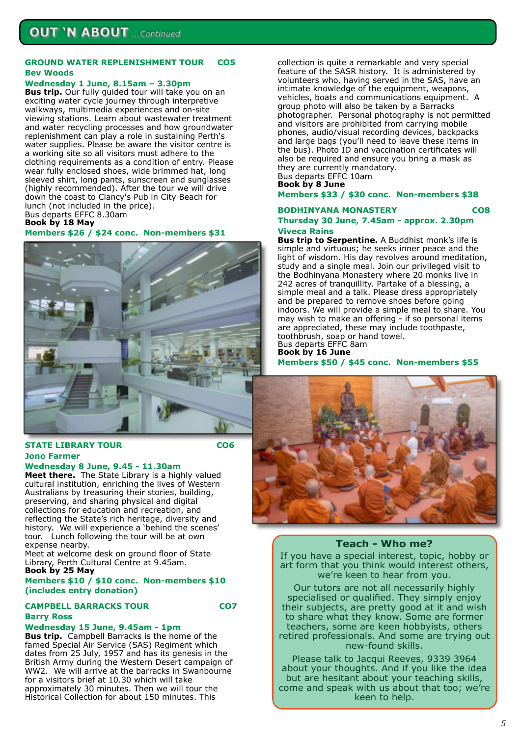# OUT 'N ABOUT ...Continued

### GROUND WATER REPLENISHMENT TOUR CO5

**Bev Woods**

**Wednesday 1 June, 8.15am – 3.30pm**

**Bus trip.** Our fully guided tour will take you on an exciting water cycle journey through interpretive walkways, multimedia experiences and on-site viewing stations. Learn about wastewater treatment and water recycling processes and how groundwater replenishment can play a role in sustaining Perth's water supplies. Please be aware the visitor centre is a working site so all visitors must adhere to the clothing requirements as a condition of entry. Please wear fully enclosed shoes, wide brimmed hat, long sleeved shirt, long pants, sunscreen and sunglasses (highly recommended). After the tour we will drive down the coast to Clancy's Pub in City Beach for lunch (not included in the price).

Bus departs EFFC 8.30am

**Book by 18 May**

**Members $26 / $24 conc. Non-members $31**

### STATE LIBRARY TOUR CO6

**Jono Farmer**

**Wednesday 8 June, 9.45 - 11.30am**

**Meet there.** The State Library is a highly valued cultural institution, enriching the lives of Western Australians by treasuring their stories, building, preserving, and sharing physical and digital collections for education and recreation, and reflecting the State's rich heritage, diversity and history. We will experience a 'behind the scenes' tour. Lunch following the tour will be at own expense nearby.

Meet at welcome desk on ground floor of State Library, Perth Cultural Centre at 9.45am.

**Book by 25 May**

**Members $10 / $10 conc. Non-members $10 (includes entry donation)**

### CAMPBELL BARRACKS TOUR CO7

**Barry Ross**

**Wednesday 15 June, 9.45am - 1pm**

**Bus trip.** Campbell Barracks is the home of the famed Special Air Service (SAS) Regiment which dates from 25 July, 1957 and has its genesis in the British Army during the Western Desert campaign of WW2. We will arrive at the barracks in Swanbourne for a visitors brief at 10.30 which will take approximately 30 minutes. Then we will tour the Historical Collection for about 150 minutes. This collection is quite a remarkable and very special feature of the SASR history. It is administered by volunteers who, having served in the SAS, have an intimate knowledge of the equipment, weapons, vehicles, boats and communications equipment. A group photo will also be taken by a Barracks photographer. Personal photography is not permitted and visitors are prohibited from carrying mobile phones, audio/visual recording devices, backpacks and large bags (you'll need to leave these items in the bus). Photo ID and vaccination certificates will also be required and ensure you bring a mask as they are currently mandatory.

Bus departs EFFC 10am

**Book by 8 June**

**Members $33 / $30 conc. Non-members $38**

### BODHINYANA MONASTERY CO8

**Thursday 30 June, 7.45am - approx. 2.30pm**

**Viveca Rains**

**Bus trip to Serpentine.** A Buddhist monk's life is simple and virtuous; he seeks inner peace and the light of wisdom. His day revolves around meditation, study and a single meal. Join our privileged visit to the Bodhinyana Monastery where 20 monks live in 242 acres of tranquillity. Partake of a blessing, a simple meal and a talk. Please dress appropriately and be prepared to remove shoes before going indoors. We will provide a simple meal to share. You may wish to make an offering - if so personal items are appreciated, these may include toothpaste, toothbrush, soap or hand towel.

Bus departs EFFC 8am

**Book by 16 June**

**Members $50 / $45 conc. Non-members $55**

## Teach - Who me?

If you have a special interest, topic, hobby or art form that you think would interest others, we're keen to hear from you.

Our tutors are not all necessarily highly specialised or qualified. They simply enjoy their subjects, are pretty good at it and wish to share what they know. Some are former teachers, some are keen hobbyists, others retired professionals. And some are trying out new-found skills.

Please talk to Jacqui Reeves, 9339 3964 about your thoughts. And if you like the idea but are hesitant about your teaching skills, come and speak with us about that too; we're keen to help.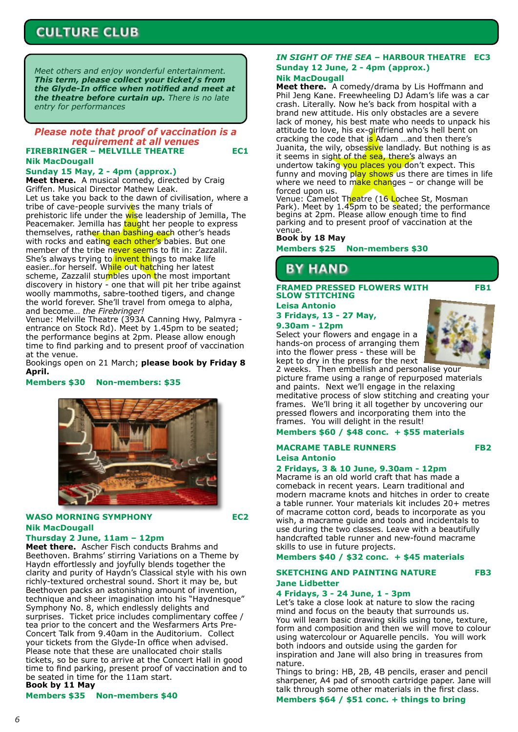# CULTURE CLUB

*Meet others and enjoy wonderful entertainment.* ***This term, please collect your ticket/s from the Glyde-In office when notified and meet at the theatre before curtain up.*** *There is no late entry for performances*

***Please note that proof of vaccination is a requirement at all venues***

## FIREBRINGER – MELVILLE THEATRE EC1

**Nik MacDougall**

**Sunday 15 May, 2 - 4pm (approx.)**

**Meet there.** A musical comedy, directed by Craig Griffen. Musical Director Mathew Leak.

Let us take you back to the dawn of civilisation, where a tribe of cave-people survives the many trials of prehistoric life under the wise leadership of Jemilla, The Peacemaker. Jemilla has taught her people to express themselves, rather than bashing each other's heads with rocks and eating each other's babies. But one member of the tribe never seems to fit in: Zazzalil. She's always trying to invent things to make life easier…for herself. While out hatching her latest scheme, Zazzalil stumbles upon the most important discovery in history - one that will pit her tribe against woolly mammoths, sabre-toothed tigers, and change the world forever. She'll travel from omega to alpha, and become… *the Firebringer!*

Venue: Melville Theatre (393A Canning Hwy, Palmyra - entrance on Stock Rd). Meet by 1.45pm to be seated; the performance begins at 2pm. Please allow enough time to find parking and to present proof of vaccination at the venue.

Bookings open on 21 March; **please book by Friday 8 April.**

**Members $30 Non-members: $35**

## WASO MORNING SYMPHONY EC2

**Nik MacDougall**

**Thursday 2 June, 11am – 12pm**

**Meet there.** Ascher Fisch conducts Brahms and Beethoven. Brahms' stirring Variations on a Theme by Haydn effortlessly and joyfully blends together the clarity and purity of Haydn's Classical style with his own richly-textured orchestral sound. Short it may be, but Beethoven packs an astonishing amount of invention, technique and sheer imagination into his "Haydnesque" Symphony No. 8, which endlessly delights and surprises. Ticket price includes complimentary coffee / tea prior to the concert and the Wesfarmers Arts Pre-Concert Talk from 9.40am in the Auditorium. Collect your tickets from the Glyde-In office when advised. Please note that these are unallocated choir stalls tickets, so be sure to arrive at the Concert Hall in good time to find parking, present proof of vaccination and to be seated in time for the 11am start.

**Book by 11 May**

**Members $35 Non-members $40**

## *IN SIGHT OF THE SEA* – HARBOUR THEATRE EC3

**Sunday 12 June, 2 - 4pm (approx.)**

**Nik MacDougall**

**Meet there.** A comedy/drama by Lis Hoffmann and Phil Jeng Kane. Freewheeling DJ Adam's life was a car crash. Literally. Now he's back from hospital with a brand new attitude. His only obstacles are a severe lack of money, his best mate who needs to unpack his attitude to love, his ex-girlfriend who's hell bent on cracking the code that is Adam …and then there's Juanita, the wily, obsessive landlady. But nothing is as it seems in sight of the sea, there's always an undertow taking you places you don't expect. This funny and moving play shows us there are times in life where we need to make changes – or change will be forced upon us.

Venue: Camelot Theatre (16 Lochee St, Mosman Park). Meet by 1.45pm to be seated; the performance begins at 2pm. Please allow enough time to find parking and to present proof of vaccination at the venue.

**Book by 18 May**

**Members $25 Non-members $30**

# BY HAND

## FRAMED PRESSED FLOWERS WITH SLOW STITCHING FB1

**Leisa Antonio**

**3 Fridays, 13 - 27 May, 9.30am - 12pm**

Select your flowers and engage in a hands-on process of arranging them into the flower press - these will be kept to dry in the press for the next 2 weeks. Then embellish and personalise your picture frame using a range of repurposed materials and paints. Next we'll engage in the relaxing meditative process of slow stitching and creating your frames. We'll bring it all together by uncovering our pressed flowers and incorporating them into the frames. You will delight in the result!

**Members $60 / $48 conc. + $55 materials**

## MACRAME TABLE RUNNERS FB2

**Leisa Antonio**

**2 Fridays, 3 & 10 June, 9.30am - 12pm**

Macrame is an old world craft that has made a comeback in recent years. Learn traditional and modern macrame knots and hitches in order to create a table runner. Your materials kit includes 20+ metres of macrame cotton cord, beads to incorporate as you wish, a macrame guide and tools and incidentals to use during the two classes. Leave with a beautifully handcrafted table runner and new-found macrame skills to use in future projects.

**Members $40 / $32 conc. + $45 materials**

## SKETCHING AND PAINTING NATURE FB3

**Jane Lidbetter**

**4 Fridays, 3 - 24 June, 1 - 3pm**

Let's take a close look at nature to slow the racing mind and focus on the beauty that surrounds us. You will learn basic drawing skills using tone, texture, form and composition and then we will move to colour using watercolour or Aquarelle pencils. You will work both indoors and outside using the garden for inspiration and Jane will also bring in treasures from nature.

Things to bring: HB, 2B, 4B pencils, eraser and pencil sharpener, A4 pad of smooth cartridge paper. Jane will talk through some other materials in the first class.

**Members $64 / $51 conc. + things to bring**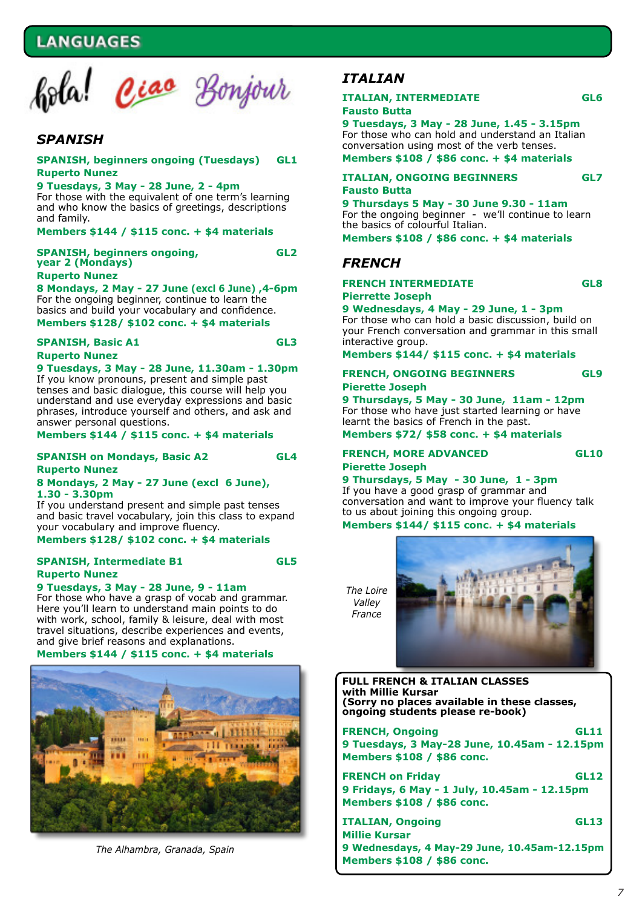# LANGUAGES

Hola! Ciao Bonjour

## SPANISH

**SPANISH, beginners ongoing (Tuesdays) GL1**
**Ruperto Nunez**
**9 Tuesdays, 3 May - 28 June, 2 - 4pm**
For those with the equivalent of one term's learning and who know the basics of greetings, descriptions and family.
**Members $144 / $115 conc. + $4 materials**

**SPANISH, beginners ongoing, year 2 (Mondays) GL2**
**Ruperto Nunez**
**8 Mondays, 2 May - 27 June (excl 6 June) ,4-6pm**
For the ongoing beginner, continue to learn the basics and build your vocabulary and confidence.
**Members $128/ $102 conc. + $4 materials**

**SPANISH, Basic A1 GL3**
**Ruperto Nunez**
**9 Tuesdays, 3 May - 28 June, 11.30am - 1.30pm**
If you know pronouns, present and simple past tenses and basic dialogue, this course will help you understand and use everyday expressions and basic phrases, introduce yourself and others, and ask and answer personal questions.
**Members $144 / $115 conc. + $4 materials**

**SPANISH on Mondays, Basic A2 GL4**
**Ruperto Nunez**
**8 Mondays, 2 May - 27 June (excl 6 June), 1.30 - 3.30pm**
If you understand present and simple past tenses and basic travel vocabulary, join this class to expand your vocabulary and improve fluency.
**Members $128/ $102 conc. + $4 materials**

**SPANISH, Intermediate B1 GL5**
**Ruperto Nunez**
**9 Tuesdays, 3 May - 28 June, 9 - 11am**
For those who have a grasp of vocab and grammar. Here you'll learn to understand main points to do with work, school, family & leisure, deal with most travel situations, describe experiences and events, and give brief reasons and explanations.
**Members $144 / $115 conc. + $4 materials**

*The Alhambra, Granada, Spain*

## ITALIAN

**ITALIAN, INTERMEDIATE GL6**
**Fausto Butta**
**9 Tuesdays, 3 May - 28 June, 1.45 - 3.15pm**
For those who can hold and understand an Italian conversation using most of the verb tenses.
**Members $108 / $86 conc. + $4 materials**

**ITALIAN, ONGOING BEGINNERS GL7**
**Fausto Butta**
**9 Thursdays 5 May - 30 June 9.30 - 11am**
For the ongoing beginner - we'll continue to learn the basics of colourful Italian.
**Members $108 / $86 conc. + $4 materials**

## FRENCH

**FRENCH INTERMEDIATE GL8**
**Pierrette Joseph**
**9 Wednesdays, 4 May - 29 June, 1 - 3pm**
For those who can hold a basic discussion, build on your French conversation and grammar in this small interactive group.
**Members $144/ $115 conc. + $4 materials**

**FRENCH, ONGOING BEGINNERS GL9**
**Pierette Joseph**
**9 Thursdays, 5 May - 30 June, 11am - 12pm**
For those who have just started learning or have learnt the basics of French in the past.
**Members $72/ $58 conc. + $4 materials**

**FRENCH, MORE ADVANCED GL10**
**Pierette Joseph**
**9 Thursdays, 5 May - 30 June, 1 - 3pm**
If you have a good grasp of grammar and conversation and want to improve your fluency talk to us about joining this ongoing group.
**Members $144/ $115 conc. + $4 materials**

*The Loire Valley France*

**FULL FRENCH & ITALIAN CLASSES with Millie Kursar (Sorry no places available in these classes, ongoing students please re-book)**

**FRENCH, Ongoing GL11**
**9 Tuesdays, 3 May-28 June, 10.45am - 12.15pm**
**Members $108 / $86 conc.**

**FRENCH on Friday GL12**
**9 Fridays, 6 May - 1 July, 10.45am - 12.15pm**
**Members $108 / $86 conc.**

**ITALIAN, Ongoing GL13**
**Millie Kursar**
**9 Wednesdays, 4 May-29 June, 10.45am-12.15pm**
**Members $108 / $86 conc.**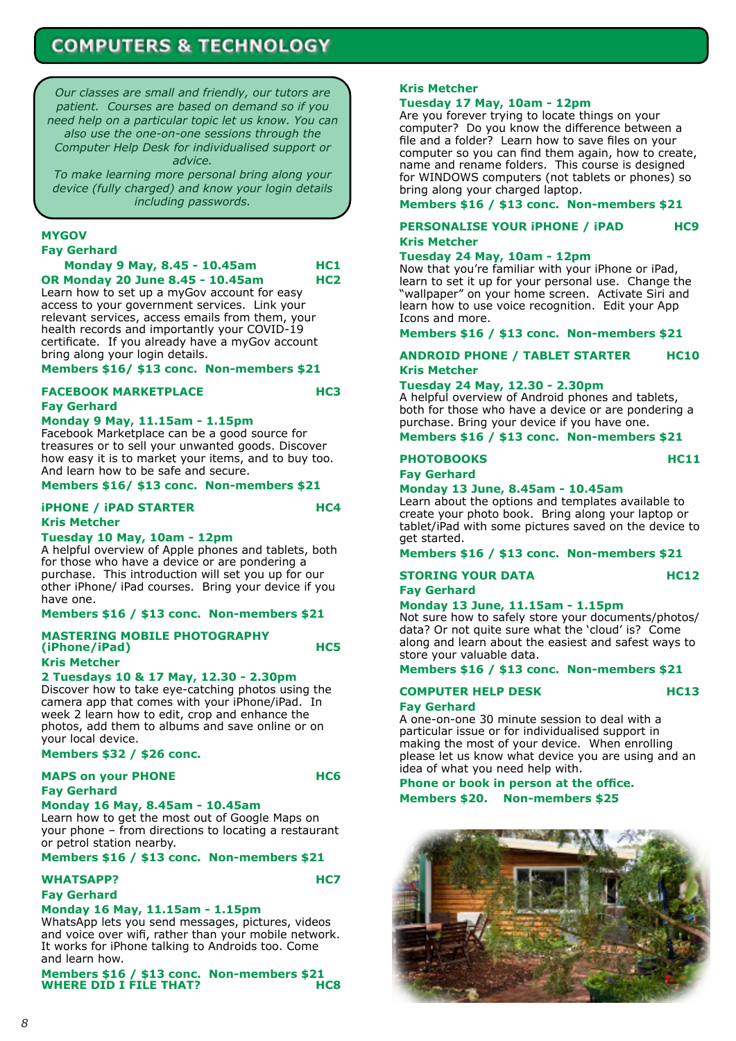# COMPUTERS & TECHNOLOGY

*Our classes are small and friendly, our tutors are patient. Courses are based on demand so if you need help on a particular topic let us know. You can also use the one-on-one sessions through the Computer Help Desk for individualised support or advice.*
*To make learning more personal bring along your device (fully charged) and know your login details including passwords.*

### MYGOV

**Fay Gerhard**

**Monday 9 May, 8.45 - 10.45am** **HC1**
**OR Monday 20 June 8.45 - 10.45am** **HC2**

Learn how to set up a myGov account for easy access to your government services. Link your relevant services, access emails from them, your health records and importantly your COVID-19 certificate. If you already have a myGov account bring along your login details.

**Members $16/ $13 conc. Non-members $21**

### FACEBOOK MARKETPLACE — HC3

**Fay Gerhard**

**Monday 9 May, 11.15am - 1.15pm**

Facebook Marketplace can be a good source for treasures or to sell your unwanted goods. Discover how easy it is to market your items, and to buy too. And learn how to be safe and secure.

**Members $16/ $13 conc. Non-members $21**

### iPHONE / iPAD STARTER — HC4

**Kris Metcher**

**Tuesday 10 May, 10am - 12pm**

A helpful overview of Apple phones and tablets, both for those who have a device or are pondering a purchase. This introduction will set you up for our other iPhone/ iPad courses. Bring your device if you have one.

**Members $16 / $13 conc. Non-members $21**

### MASTERING MOBILE PHOTOGRAPHY (iPhone/iPad) — HC5

**Kris Metcher**

**2 Tuesdays 10 & 17 May, 12.30 - 2.30pm**

Discover how to take eye-catching photos using the camera app that comes with your iPhone/iPad. In week 2 learn how to edit, crop and enhance the photos, add them to albums and save online or on your local device.

**Members $32 / $26 conc.**

### MAPS on your PHONE — HC6

**Fay Gerhard**

**Monday 16 May, 8.45am - 10.45am**

Learn how to get the most out of Google Maps on your phone – from directions to locating a restaurant or petrol station nearby.

**Members $16 / $13 conc. Non-members $21**

### WHATSAPP? — HC7

**Fay Gerhard**

**Monday 16 May, 11.15am - 1.15pm**

WhatsApp lets you send messages, pictures, videos and voice over wifi, rather than your mobile network. It works for iPhone talking to Androids too. Come and learn how.

**Members $16 / $13 conc. Non-members $21**

### WHERE DID I FILE THAT? — HC8

**Kris Metcher**

**Tuesday 17 May, 10am - 12pm**

Are you forever trying to locate things on your computer? Do you know the difference between a file and a folder? Learn how to save files on your computer so you can find them again, how to create, name and rename folders. This course is designed for WINDOWS computers (not tablets or phones) so bring along your charged laptop.

**Members $16 / $13 conc. Non-members $21**

### PERSONALISE YOUR iPHONE / iPAD — HC9

**Kris Metcher**

**Tuesday 24 May, 10am - 12pm**

Now that you're familiar with your iPhone or iPad, learn to set it up for your personal use. Change the "wallpaper" on your home screen. Activate Siri and learn how to use voice recognition. Edit your App Icons and more.

**Members $16 / $13 conc. Non-members $21**

### ANDROID PHONE / TABLET STARTER — HC10

**Kris Metcher**

**Tuesday 24 May, 12.30 - 2.30pm**

A helpful overview of Android phones and tablets, both for those who have a device or are pondering a purchase. Bring your device if you have one.

**Members $16 / $13 conc. Non-members $21**

### PHOTOBOOKS — HC11

**Fay Gerhard**

**Monday 13 June, 8.45am - 10.45am**

Learn about the options and templates available to create your photo book. Bring along your laptop or tablet/iPad with some pictures saved on the device to get started.

**Members $16 / $13 conc. Non-members $21**

### STORING YOUR DATA — HC12

**Fay Gerhard**

**Monday 13 June, 11.15am - 1.15pm**

Not sure how to safely store your documents/photos/ data? Or not quite sure what the 'cloud' is? Come along and learn about the easiest and safest ways to store your valuable data.

**Members $16 / $13 conc. Non-members $21**

### COMPUTER HELP DESK — HC13

**Fay Gerhard**

A one-on-one 30 minute session to deal with a particular issue or for individualised support in making the most of your device. When enrolling please let us know what device you are using and an idea of what you need help with.

**Phone or book in person at the office.**

**Members $20. Non-members $25**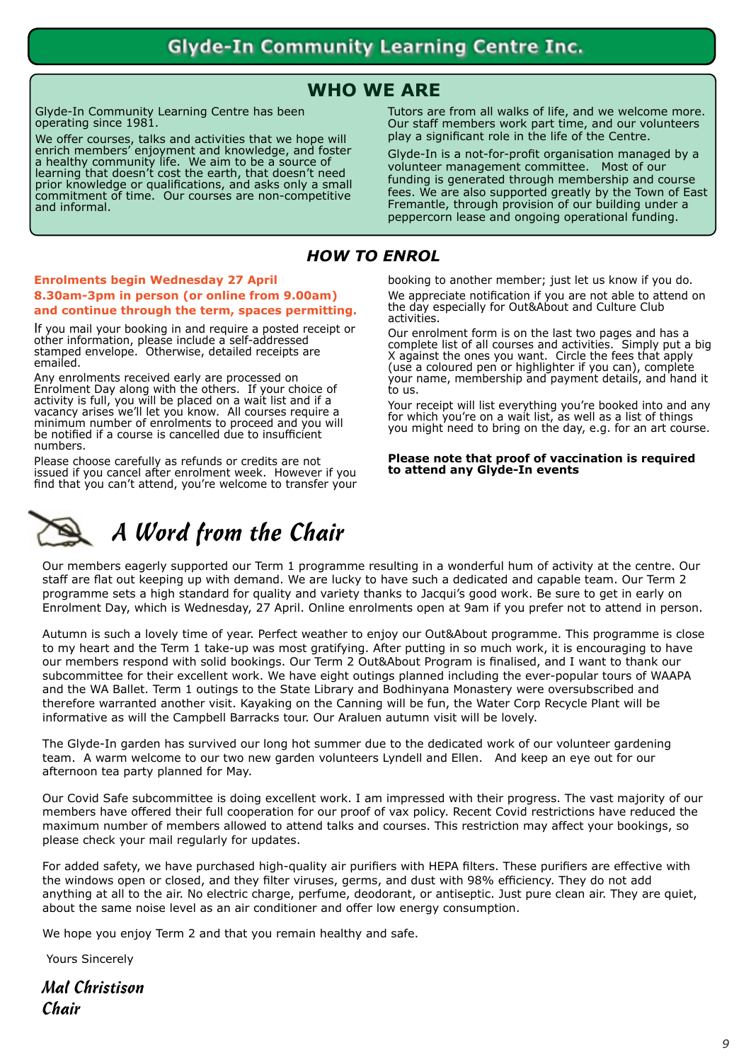# Glyde-In Community Learning Centre Inc.

## WHO WE ARE

Glyde-In Community Learning Centre has been operating since 1981.

We offer courses, talks and activities that we hope will enrich members' enjoyment and knowledge, and foster a healthy community life. We aim to be a source of learning that doesn't cost the earth, that doesn't need prior knowledge or qualifications, and asks only a small commitment of time. Our courses are non-competitive and informal.

Tutors are from all walks of life, and we welcome more. Our staff members work part time, and our volunteers play a significant role in the life of the Centre.

Glyde-In is a not-for-profit organisation managed by a volunteer management committee. Most of our funding is generated through membership and course fees. We are also supported greatly by the Town of East Fremantle, through provision of our building under a peppercorn lease and ongoing operational funding.

## *HOW TO ENROL*

**Enrolments begin Wednesday 27 April 8.30am-3pm in person (or online from 9.00am) and continue through the term, spaces permitting.**

If you mail your booking in and require a posted receipt or other information, please include a self-addressed stamped envelope. Otherwise, detailed receipts are emailed.

Any enrolments received early are processed on Enrolment Day along with the others. If your choice of activity is full, you will be placed on a wait list and if a vacancy arises we'll let you know. All courses require a minimum number of enrolments to proceed and you will be notified if a course is cancelled due to insufficient numbers.

Please choose carefully as refunds or credits are not issued if you cancel after enrolment week. However if you find that you can't attend, you're welcome to transfer your booking to another member; just let us know if you do.

We appreciate notification if you are not able to attend on the day especially for Out&About and Culture Club activities.

Our enrolment form is on the last two pages and has a complete list of all courses and activities. Simply put a big X against the ones you want. Circle the fees that apply (use a coloured pen or highlighter if you can), complete your name, membership and payment details, and hand it to us.

Your receipt will list everything you're booked into and any for which you're on a wait list, as well as a list of things you might need to bring on the day, e.g. for an art course.

**Please note that proof of vaccination is required to attend any Glyde-In events**

## *A Word from the Chair*

Our members eagerly supported our Term 1 programme resulting in a wonderful hum of activity at the centre. Our staff are flat out keeping up with demand. We are lucky to have such a dedicated and capable team. Our Term 2 programme sets a high standard for quality and variety thanks to Jacqui's good work. Be sure to get in early on Enrolment Day, which is Wednesday, 27 April. Online enrolments open at 9am if you prefer not to attend in person.

Autumn is such a lovely time of year. Perfect weather to enjoy our Out&About programme. This programme is close to my heart and the Term 1 take-up was most gratifying. After putting in so much work, it is encouraging to have our members respond with solid bookings. Our Term 2 Out&About Program is finalised, and I want to thank our subcommittee for their excellent work. We have eight outings planned including the ever-popular tours of WAAPA and the WA Ballet. Term 1 outings to the State Library and Bodhinyana Monastery were oversubscribed and therefore warranted another visit. Kayaking on the Canning will be fun, the Water Corp Recycle Plant will be informative as will the Campbell Barracks tour. Our Araluen autumn visit will be lovely.

The Glyde-In garden has survived our long hot summer due to the dedicated work of our volunteer gardening team. A warm welcome to our two new garden volunteers Lyndell and Ellen. And keep an eye out for our afternoon tea party planned for May.

Our Covid Safe subcommittee is doing excellent work. I am impressed with their progress. The vast majority of our members have offered their full cooperation for our proof of vax policy. Recent Covid restrictions have reduced the maximum number of members allowed to attend talks and courses. This restriction may affect your bookings, so please check your mail regularly for updates.

For added safety, we have purchased high-quality air purifiers with HEPA filters. These purifiers are effective with the windows open or closed, and they filter viruses, germs, and dust with 98% efficiency. They do not add anything at all to the air. No electric charge, perfume, deodorant, or antiseptic. Just pure clean air. They are quiet, about the same noise level as an air conditioner and offer low energy consumption.

We hope you enjoy Term 2 and that you remain healthy and safe.

Yours Sincerely

*Mal Christison*
*Chair*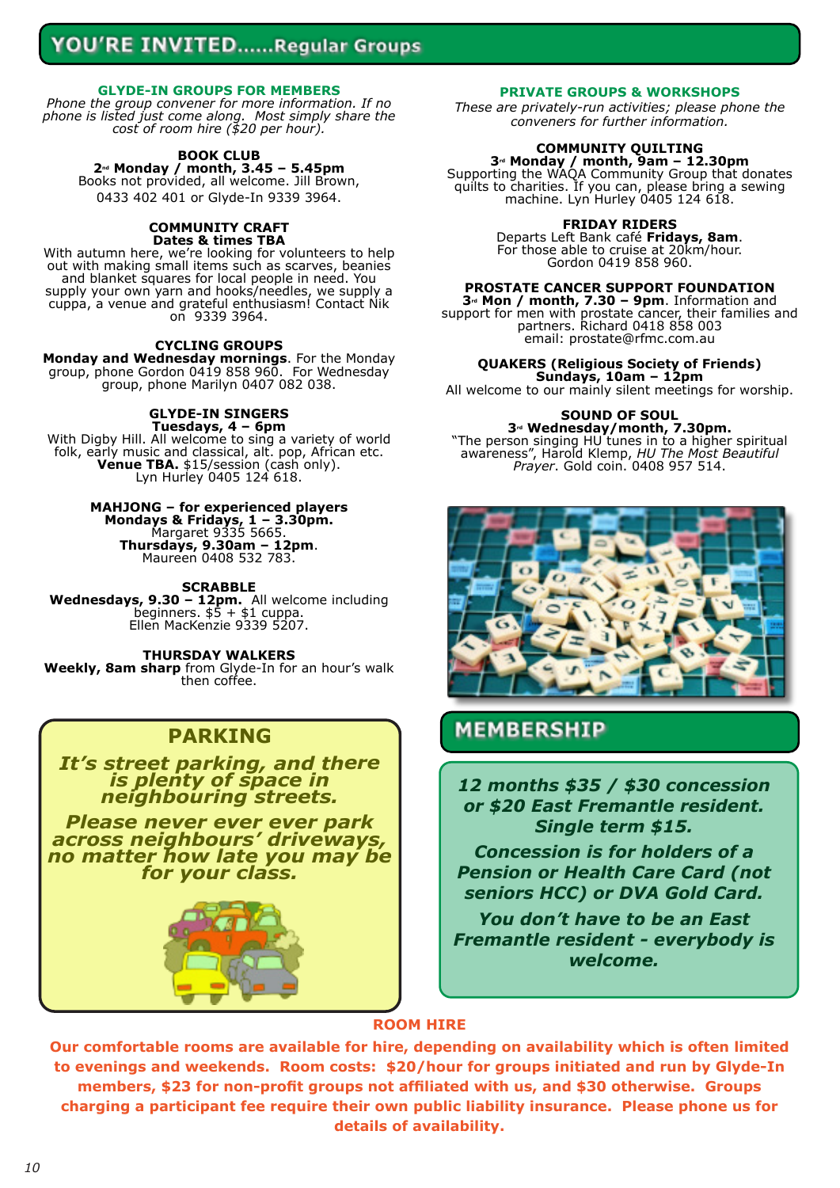# YOU'RE INVITED......Regular Groups

## GLYDE-IN GROUPS FOR MEMBERS

*Phone the group convener for more information. If no phone is listed just come along. Most simply share the cost of room hire ($20 per hour).*

**BOOK CLUB**
**2nd Monday / month, 3.45 – 5.45pm**
Books not provided, all welcome. Jill Brown, 0433 402 401 or Glyde-In 9339 3964.

**COMMUNITY CRAFT**
**Dates & times TBA**
With autumn here, we're looking for volunteers to help out with making small items such as scarves, beanies and blanket squares for local people in need. You supply your own yarn and hooks/needles, we supply a cuppa, a venue and grateful enthusiasm! Contact Nik on 9339 3964.

**CYCLING GROUPS**
**Monday and Wednesday mornings**. For the Monday group, phone Gordon 0419 858 960. For Wednesday group, phone Marilyn 0407 082 038.

**GLYDE-IN SINGERS**
**Tuesdays, 4 – 6pm**
With Digby Hill. All welcome to sing a variety of world folk, early music and classical, alt. pop, African etc. **Venue TBA.** $15/session (cash only). Lyn Hurley 0405 124 618.

**MAHJONG – for experienced players**
**Mondays & Fridays, 1 – 3.30pm.** Margaret 9335 5665.
**Thursdays, 9.30am – 12pm**. Maureen 0408 532 783.

**SCRABBLE**
**Wednesdays, 9.30 – 12pm.** All welcome including beginners. $5 + $1 cuppa. Ellen MacKenzie 9339 5207.

**THURSDAY WALKERS**
**Weekly, 8am sharp** from Glyde-In for an hour's walk then coffee.

## PRIVATE GROUPS & WORKSHOPS

*These are privately-run activities; please phone the conveners for further information.*

**COMMUNITY QUILTING**
**3rd Monday / month, 9am – 12.30pm**
Supporting the WAQA Community Group that donates quilts to charities. If you can, please bring a sewing machine. Lyn Hurley 0405 124 618.

**FRIDAY RIDERS**
Departs Left Bank café **Fridays, 8am**. For those able to cruise at 20km/hour. Gordon 0419 858 960.

**PROSTATE CANCER SUPPORT FOUNDATION**
**3rd Mon / month, 7.30 – 9pm**. Information and support for men with prostate cancer, their families and partners. Richard 0418 858 003 email: prostate@rfmc.com.au

**QUAKERS (Religious Society of Friends)**
**Sundays, 10am – 12pm**
All welcome to our mainly silent meetings for worship.

**SOUND OF SOUL**
**3rd Wednesday/month, 7.30pm.**
"The person singing HU tunes in to a higher spiritual awareness", Harold Klemp, *HU The Most Beautiful Prayer*. Gold coin. 0408 957 514.

## PARKING

***It's street parking, and there is plenty of space in neighbouring streets.***

***Please never ever ever park across neighbours' driveways, no matter how late you may be for your class.***

## MEMBERSHIP

***12 months $35 / $30 concession or $20 East Fremantle resident. Single term $15.***

***Concession is for holders of a Pension or Health Care Card (not seniors HCC) or DVA Gold Card.***

***You don't have to be an East Fremantle resident - everybody is welcome.***

## ROOM HIRE

**Our comfortable rooms are available for hire, depending on availability which is often limited to evenings and weekends. Room costs: $20/hour for groups initiated and run by Glyde-In members, $23 for non-profit groups not affiliated with us, and $30 otherwise. Groups charging a participant fee require their own public liability insurance. Please phone us for details of availability.**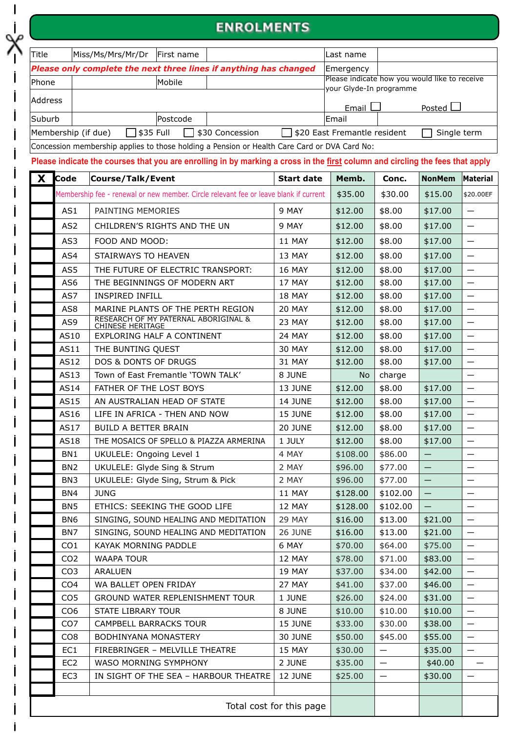# ENROLMENTS

| Title | Miss/Ms/Mrs/Mr/Dr | First name | | Last name | |
|---|---|---|---|---|---|
| *Please only complete the next three lines if anything has changed* | | | | Emergency | |
| Phone | | Mobile | | Please indicate how you would like to receive your Glyde-In programme Email ☐ Posted ☐ | |
| Address | | | | | |
| Suburb | | Postcode | | Email | |
| Membership (if due) ☐ $35 Full ☐ $30 Concession ☐ $20 East Fremantle resident ☐ Single term | | | | | |
| Concession membership applies to those holding a Pension or Health Care Card or DVA Card No: | | | | | |

**Please indicate the courses that you are enrolling in by marking a cross in the first column and circling the fees that apply**

| X | Code | Course/Talk/Event | Start date | Memb. | Conc. | NonMem | Material |
|---|---|---|---|---|---|---|---|
| | Membership fee - renewal or new member. Circle relevant fee or leave blank if current | | | $35.00 | $30.00 | $15.00 | $20.00EF |
| | AS1 | PAINTING MEMORIES | 9 MAY | $12.00 | $8.00 | $17.00 | — |
| | AS2 | CHILDREN'S RIGHTS AND THE UN | 9 MAY | $12.00 | $8.00 | $17.00 | — |
| | AS3 | FOOD AND MOOD: | 11 MAY | $12.00 | $8.00 | $17.00 | — |
| | AS4 | STAIRWAYS TO HEAVEN | 13 MAY | $12.00 | $8.00 | $17.00 | — |
| | AS5 | THE FUTURE OF ELECTRIC TRANSPORT: | 16 MAY | $12.00 | $8.00 | $17.00 | — |
| | AS6 | THE BEGINNINGS OF MODERN ART | 17 MAY | $12.00 | $8.00 | $17.00 | — |
| | AS7 | INSPIRED INFILL | 18 MAY | $12.00 | $8.00 | $17.00 | — |
| | AS8 | MARINE PLANTS OF THE PERTH REGION | 20 MAY | $12.00 | $8.00 | $17.00 | — |
| | AS9 | RESEARCH OF MY PATERNAL ABORIGINAL & CHINESE HERITAGE | 23 MAY | $12.00 | $8.00 | $17.00 | — |
| | AS10 | EXPLORING HALF A CONTINENT | 24 MAY | $12.00 | $8.00 | $17.00 | — |
| | AS11 | THE BUNTING QUEST | 30 MAY | $12.00 | $8.00 | $17.00 | — |
| | AS12 | DOS & DONTS OF DRUGS | 31 MAY | $12.00 | $8.00 | $17.00 | — |
| | AS13 | Town of East Fremantle 'TOWN TALK' | 8 JUNE | No | charge | | — |
| | AS14 | FATHER OF THE LOST BOYS | 13 JUNE | $12.00 | $8.00 | $17.00 | — |
| | AS15 | AN AUSTRALIAN HEAD OF STATE | 14 JUNE | $12.00 | $8.00 | $17.00 | — |
| | AS16 | LIFE IN AFRICA - THEN AND NOW | 15 JUNE | $12.00 | $8.00 | $17.00 | — |
| | AS17 | BUILD A BETTER BRAIN | 20 JUNE | $12.00 | $8.00 | $17.00 | — |
| | AS18 | THE MOSAICS OF SPELLO & PIAZZA ARMERINA | 1 JULY | $12.00 | $8.00 | $17.00 | — |
| | BN1 | UKULELE: Ongoing Level 1 | 4 MAY | $108.00 | $86.00 | — | — |
| | BN2 | UKULELE: Glyde Sing & Strum | 2 MAY | $96.00 | $77.00 | — | — |
| | BN3 | UKULELE: Glyde Sing, Strum & Pick | 2 MAY | $96.00 | $77.00 | — | — |
| | BN4 | JUNG | 11 MAY | $128.00 | $102.00 | — | — |
| | BN5 | ETHICS: SEEKING THE GOOD LIFE | 12 MAY | $128.00 | $102.00 | — | — |
| | BN6 | SINGING, SOUND HEALING AND MEDITATION | 29 MAY | $16.00 | $13.00 | $21.00 | — |
| | BN7 | SINGING, SOUND HEALING AND MEDITATION | 26 JUNE | $16.00 | $13.00 | $21.00 | — |
| | CO1 | KAYAK MORNING PADDLE | 6 MAY | $70.00 | $64.00 | $75.00 | — |
| | CO2 | WAAPA TOUR | 12 MAY | $78.00 | $71.00 | $83.00 | — |
| | CO3 | ARALUEN | 19 MAY | $37.00 | $34.00 | $42.00 | — |
| | CO4 | WA BALLET OPEN FRIDAY | 27 MAY | $41.00 | $37.00 | $46.00 | — |
| | CO5 | GROUND WATER REPLENISHMENT TOUR | 1 JUNE | $26.00 | $24.00 | $31.00 | — |
| | CO6 | STATE LIBRARY TOUR | 8 JUNE | $10.00 | $10.00 | $10.00 | — |
| | CO7 | CAMPBELL BARRACKS TOUR | 15 JUNE | $33.00 | $30.00 | $38.00 | — |
| | CO8 | BODHINYANA MONASTERY | 30 JUNE | $50.00 | $45.00 | $55.00 | — |
| | EC1 | FIREBRINGER – MELVILLE THEATRE | 15 MAY | $30.00 | — | $35.00 | — |
| | EC2 | WASO MORNING SYMPHONY | 2 JUNE | $35.00 | — | $40.00 | — |
| | EC3 | IN SIGHT OF THE SEA – HARBOUR THEATRE | 12 JUNE | $25.00 | — | $30.00 | — |
| | | | | | | | |
| | | Total cost for this page | | | | | |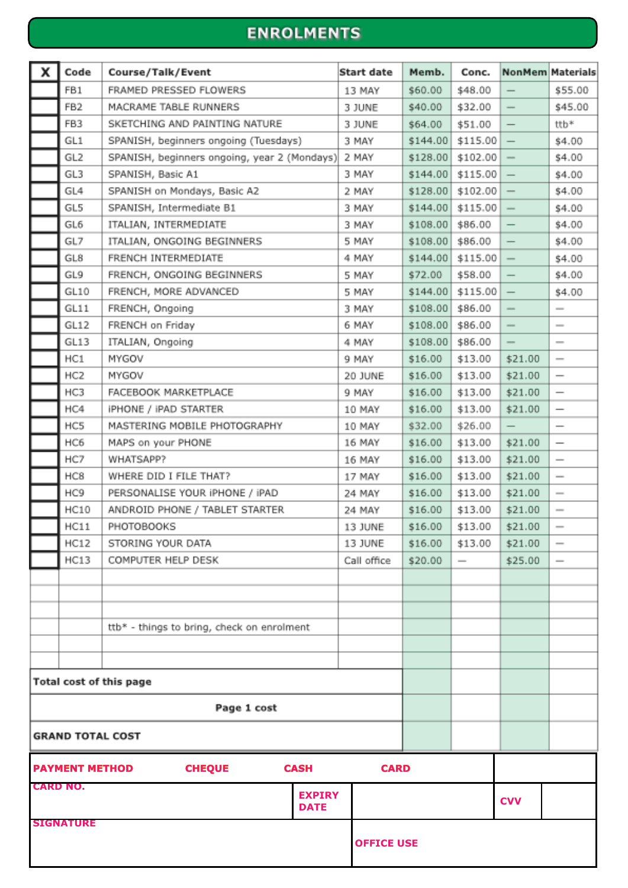# ENROLMENTS

| X | Code | Course/Talk/Event | Start date | Memb. | Conc. | NonMem | Materials |
|---|---|---|---|---|---|---|---|
| | FB1 | FRAMED PRESSED FLOWERS | 13 MAY | $60.00 | $48.00 | — | $55.00 |
| | FB2 | MACRAME TABLE RUNNERS | 3 JUNE | $40.00 | $32.00 | — | $45.00 |
| | FB3 | SKETCHING AND PAINTING NATURE | 3 JUNE | $64.00 | $51.00 | — | ttb* |
| | GL1 | SPANISH, beginners ongoing (Tuesdays) | 3 MAY | $144.00 | $115.00 | — | $4.00 |
| | GL2 | SPANISH, beginners ongoing, year 2 (Mondays) | 2 MAY | $128.00 | $102.00 | — | $4.00 |
| | GL3 | SPANISH, Basic A1 | 3 MAY | $144.00 | $115.00 | — | $4.00 |
| | GL4 | SPANISH on Mondays, Basic A2 | 2 MAY | $128.00 | $102.00 | — | $4.00 |
| | GL5 | SPANISH, Intermediate B1 | 3 MAY | $144.00 | $115.00 | — | $4.00 |
| | GL6 | ITALIAN, INTERMEDIATE | 3 MAY | $108.00 | $86.00 | — | $4.00 |
| | GL7 | ITALIAN, ONGOING BEGINNERS | 5 MAY | $108.00 | $86.00 | — | $4.00 |
| | GL8 | FRENCH INTERMEDIATE | 4 MAY | $144.00 | $115.00 | — | $4.00 |
| | GL9 | FRENCH, ONGOING BEGINNERS | 5 MAY | $72.00 | $58.00 | — | $4.00 |
| | GL10 | FRENCH, MORE ADVANCED | 5 MAY | $144.00 | $115.00 | — | $4.00 |
| | GL11 | FRENCH, Ongoing | 3 MAY | $108.00 | $86.00 | — | — |
| | GL12 | FRENCH on Friday | 6 MAY | $108.00 | $86.00 | — | — |
| | GL13 | ITALIAN, Ongoing | 4 MAY | $108.00 | $86.00 | — | — |
| | HC1 | MYGOV | 9 MAY | $16.00 | $13.00 | $21.00 | — |
| | HC2 | MYGOV | 20 JUNE | $16.00 | $13.00 | $21.00 | — |
| | HC3 | FACEBOOK MARKETPLACE | 9 MAY | $16.00 | $13.00 | $21.00 | — |
| | HC4 | iPHONE / iPAD STARTER | 10 MAY | $16.00 | $13.00 | $21.00 | — |
| | HC5 | MASTERING MOBILE PHOTOGRAPHY | 10 MAY | $32.00 | $26.00 | — | — |
| | HC6 | MAPS on your PHONE | 16 MAY | $16.00 | $13.00 | $21.00 | — |
| | HC7 | WHATSAPP? | 16 MAY | $16.00 | $13.00 | $21.00 | — |
| | HC8 | WHERE DID I FILE THAT? | 17 MAY | $16.00 | $13.00 | $21.00 | — |
| | HC9 | PERSONALISE YOUR iPHONE / iPAD | 24 MAY | $16.00 | $13.00 | $21.00 | — |
| | HC10 | ANDROID PHONE / TABLET STARTER | 24 MAY | $16.00 | $13.00 | $21.00 | — |
| | HC11 | PHOTOBOOKS | 13 JUNE | $16.00 | $13.00 | $21.00 | — |
| | HC12 | STORING YOUR DATA | 13 JUNE | $16.00 | $13.00 | $21.00 | — |
| | HC13 | COMPUTER HELP DESK | Call office | $20.00 | — | $25.00 | — |
| | | | | | | | |
| | | | | | | | |
| | | | | | | | |
| | | ttb* - things to bring, check on enrolment | | | | | |
| | | | | | | | |
| | | | | | | | |
| **Total cost of this page** | | | | | | | |
| **Page 1 cost** | | | | | | | |
| **GRAND TOTAL COST** | | | | | | | |

| | | | |
|---|---|---|---|
| **PAYMENT METHOD** CHEQUE CASH CARD | | | |
| **CARD NO.** | **EXPIRY DATE** | | **CVV** |
| **SIGNATURE** | **OFFICE USE** | | |